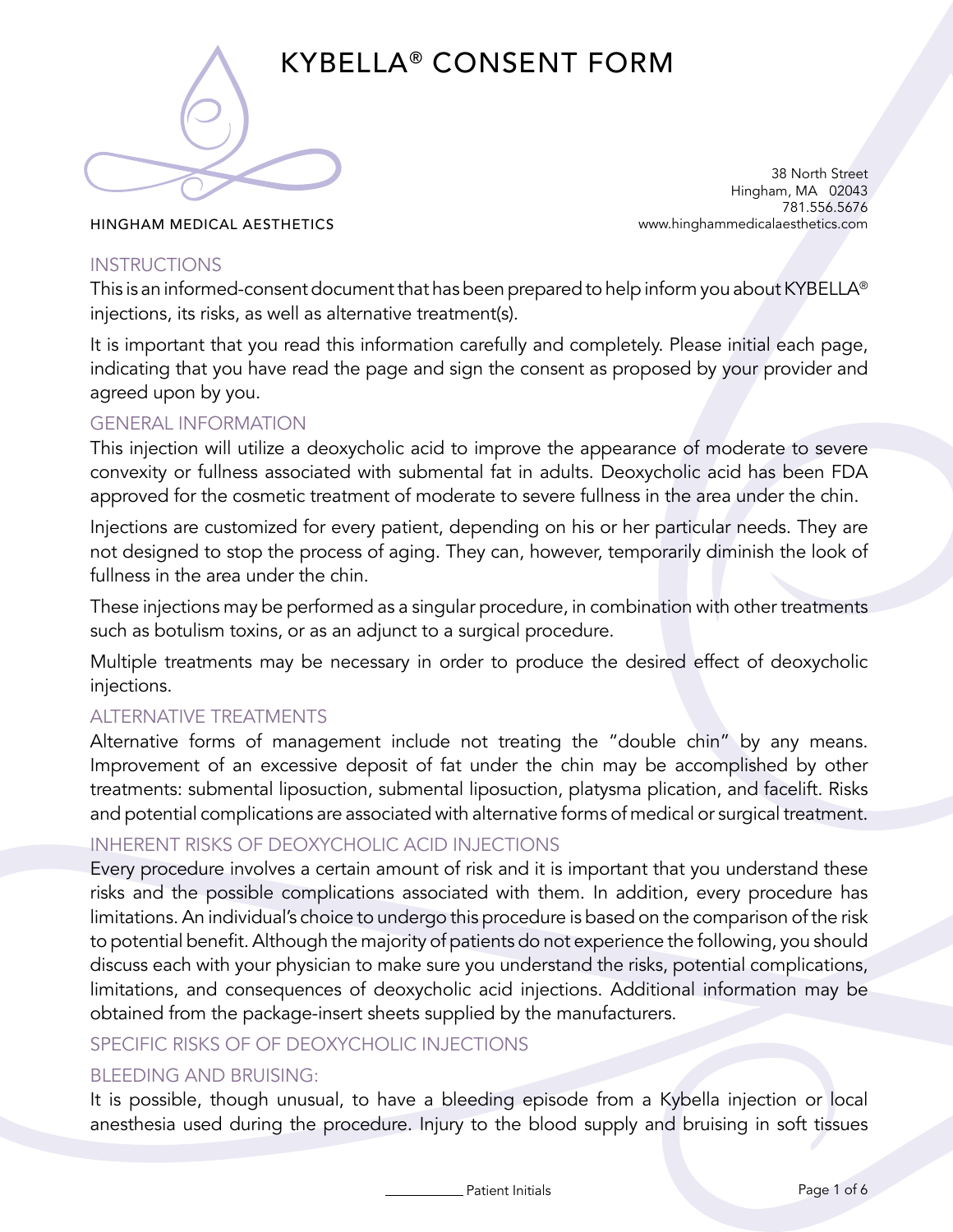# KYBELLA® CONSENT FORM

HINGHAM MEDICAL AESTHETICS

38 North Street
Hingham, MA 02043
781.556.5676
www.hinghammedicalaesthetics.com

## INSTRUCTIONS

This is an informed-consent document that has been prepared to help inform you about KYBELLA® injections, its risks, as well as alternative treatment(s).

It is important that you read this information carefully and completely. Please initial each page, indicating that you have read the page and sign the consent as proposed by your provider and agreed upon by you.

## GENERAL INFORMATION

This injection will utilize a deoxycholic acid to improve the appearance of moderate to severe convexity or fullness associated with submental fat in adults. Deoxycholic acid has been FDA approved for the cosmetic treatment of moderate to severe fullness in the area under the chin.

Injections are customized for every patient, depending on his or her particular needs. They are not designed to stop the process of aging. They can, however, temporarily diminish the look of fullness in the area under the chin.

These injections may be performed as a singular procedure, in combination with other treatments such as botulism toxins, or as an adjunct to a surgical procedure.

Multiple treatments may be necessary in order to produce the desired effect of deoxycholic injections.

## ALTERNATIVE TREATMENTS

Alternative forms of management include not treating the "double chin" by any means. Improvement of an excessive deposit of fat under the chin may be accomplished by other treatments: submental liposuction, submental liposuction, platysma plication, and facelift. Risks and potential complications are associated with alternative forms of medical or surgical treatment.

## INHERENT RISKS OF DEOXYCHOLIC ACID INJECTIONS

Every procedure involves a certain amount of risk and it is important that you understand these risks and the possible complications associated with them. In addition, every procedure has limitations. An individual's choice to undergo this procedure is based on the comparison of the risk to potential benefit. Although the majority of patients do not experience the following, you should discuss each with your physician to make sure you understand the risks, potential complications, limitations, and consequences of deoxycholic acid injections. Additional information may be obtained from the package-insert sheets supplied by the manufacturers.

## SPECIFIC RISKS OF OF DEOXYCHOLIC INJECTIONS

### BLEEDING AND BRUISING:

It is possible, though unusual, to have a bleeding episode from a Kybella injection or local anesthesia used during the procedure. Injury to the blood supply and bruising in soft tissues

__________ Patient Initials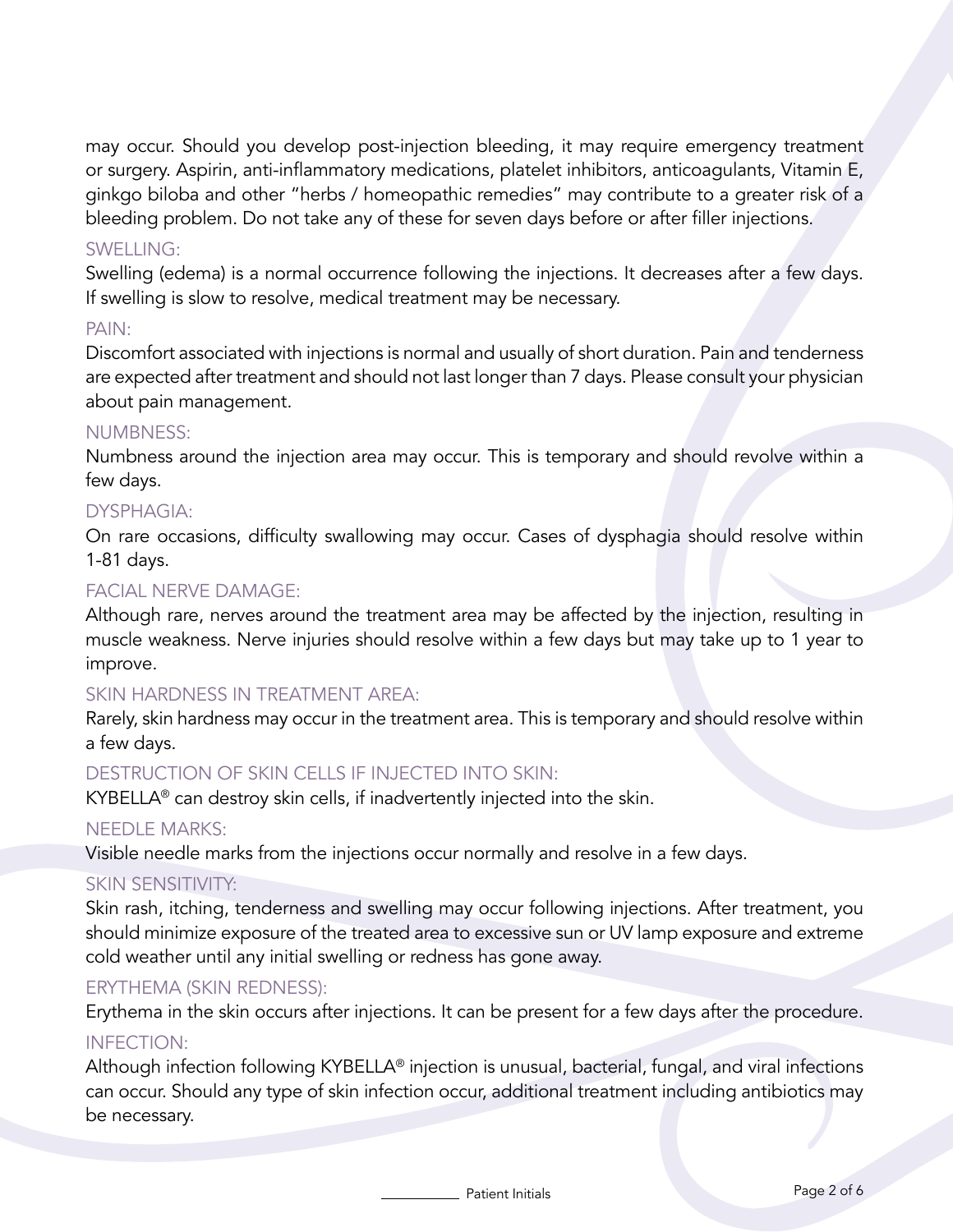may occur. Should you develop post-injection bleeding, it may require emergency treatment or surgery. Aspirin, anti-inflammatory medications, platelet inhibitors, anticoagulants, Vitamin E, ginkgo biloba and other "herbs / homeopathic remedies" may contribute to a greater risk of a bleeding problem. Do not take any of these for seven days before or after filler injections.

### SWELLING:

Swelling (edema) is a normal occurrence following the injections. It decreases after a few days. If swelling is slow to resolve, medical treatment may be necessary.

### PAIN:

Discomfort associated with injections is normal and usually of short duration. Pain and tenderness are expected after treatment and should not last longer than 7 days. Please consult your physician about pain management.

### NUMBNESS:

Numbness around the injection area may occur. This is temporary and should revolve within a few days.

### DYSPHAGIA:

On rare occasions, difficulty swallowing may occur. Cases of dysphagia should resolve within 1-81 days.

### FACIAL NERVE DAMAGE:

Although rare, nerves around the treatment area may be affected by the injection, resulting in muscle weakness. Nerve injuries should resolve within a few days but may take up to 1 year to improve.

### SKIN HARDNESS IN TREATMENT AREA:

Rarely, skin hardness may occur in the treatment area. This is temporary and should resolve within a few days.

### DESTRUCTION OF SKIN CELLS IF INJECTED INTO SKIN:

KYBELLA® can destroy skin cells, if inadvertently injected into the skin.

### NEEDLE MARKS:

Visible needle marks from the injections occur normally and resolve in a few days.

### SKIN SENSITIVITY:

Skin rash, itching, tenderness and swelling may occur following injections. After treatment, you should minimize exposure of the treated area to excessive sun or UV lamp exposure and extreme cold weather until any initial swelling or redness has gone away.

### ERYTHEMA (SKIN REDNESS):

Erythema in the skin occurs after injections. It can be present for a few days after the procedure.

### INFECTION:

Although infection following KYBELLA® injection is unusual, bacterial, fungal, and viral infections can occur. Should any type of skin infection occur, additional treatment including antibiotics may be necessary.

__________ Patient Initials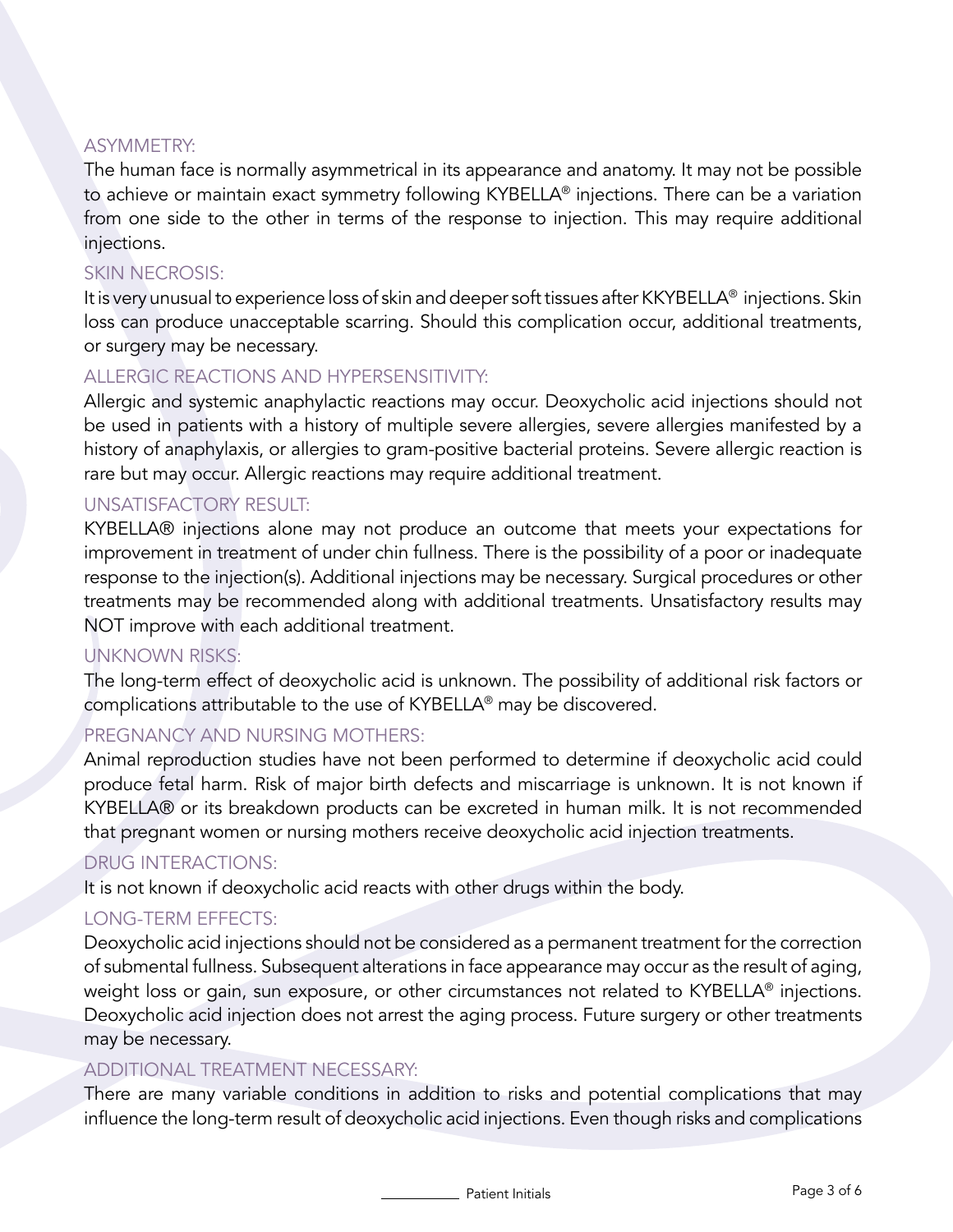## ASYMMETRY:

The human face is normally asymmetrical in its appearance and anatomy. It may not be possible to achieve or maintain exact symmetry following KYBELLA® injections. There can be a variation from one side to the other in terms of the response to injection. This may require additional injections.

## SKIN NECROSIS:

It is very unusual to experience loss of skin and deeper soft tissues after KKYBELLA® injections. Skin loss can produce unacceptable scarring. Should this complication occur, additional treatments, or surgery may be necessary.

## ALLERGIC REACTIONS AND HYPERSENSITIVITY:

Allergic and systemic anaphylactic reactions may occur. Deoxycholic acid injections should not be used in patients with a history of multiple severe allergies, severe allergies manifested by a history of anaphylaxis, or allergies to gram-positive bacterial proteins. Severe allergic reaction is rare but may occur. Allergic reactions may require additional treatment.

## UNSATISFACTORY RESULT:

KYBELLA® injections alone may not produce an outcome that meets your expectations for improvement in treatment of under chin fullness. There is the possibility of a poor or inadequate response to the injection(s). Additional injections may be necessary. Surgical procedures or other treatments may be recommended along with additional treatments. Unsatisfactory results may NOT improve with each additional treatment.

## UNKNOWN RISKS:

The long-term effect of deoxycholic acid is unknown. The possibility of additional risk factors or complications attributable to the use of KYBELLA® may be discovered.

## PREGNANCY AND NURSING MOTHERS:

Animal reproduction studies have not been performed to determine if deoxycholic acid could produce fetal harm. Risk of major birth defects and miscarriage is unknown. It is not known if KYBELLA® or its breakdown products can be excreted in human milk. It is not recommended that pregnant women or nursing mothers receive deoxycholic acid injection treatments.

## DRUG INTERACTIONS:

It is not known if deoxycholic acid reacts with other drugs within the body.

## LONG-TERM EFFECTS:

Deoxycholic acid injections should not be considered as a permanent treatment for the correction of submental fullness. Subsequent alterations in face appearance may occur as the result of aging, weight loss or gain, sun exposure, or other circumstances not related to KYBELLA® injections. Deoxycholic acid injection does not arrest the aging process. Future surgery or other treatments may be necessary.

## ADDITIONAL TREATMENT NECESSARY:

There are many variable conditions in addition to risks and potential complications that may influence the long-term result of deoxycholic acid injections. Even though risks and complications

__________ Patient Initials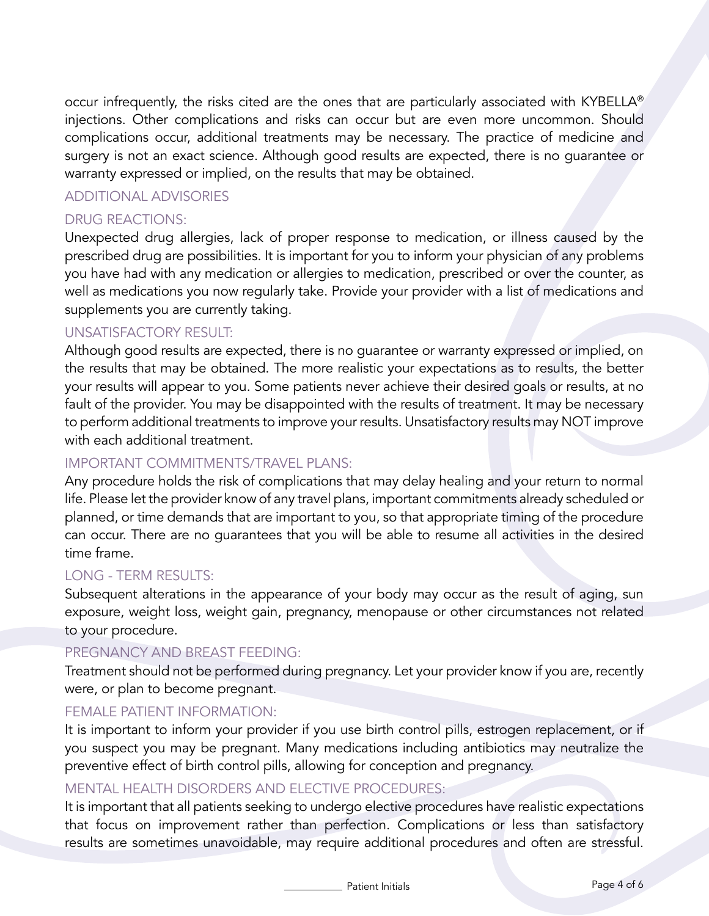occur infrequently, the risks cited are the ones that are particularly associated with KYBELLA® injections. Other complications and risks can occur but are even more uncommon. Should complications occur, additional treatments may be necessary. The practice of medicine and surgery is not an exact science. Although good results are expected, there is no guarantee or warranty expressed or implied, on the results that may be obtained.

## ADDITIONAL ADVISORIES

### DRUG REACTIONS:

Unexpected drug allergies, lack of proper response to medication, or illness caused by the prescribed drug are possibilities. It is important for you to inform your physician of any problems you have had with any medication or allergies to medication, prescribed or over the counter, as well as medications you now regularly take. Provide your provider with a list of medications and supplements you are currently taking.

### UNSATISFACTORY RESULT:

Although good results are expected, there is no guarantee or warranty expressed or implied, on the results that may be obtained. The more realistic your expectations as to results, the better your results will appear to you. Some patients never achieve their desired goals or results, at no fault of the provider. You may be disappointed with the results of treatment. It may be necessary to perform additional treatments to improve your results. Unsatisfactory results may NOT improve with each additional treatment.

### IMPORTANT COMMITMENTS/TRAVEL PLANS:

Any procedure holds the risk of complications that may delay healing and your return to normal life. Please let the provider know of any travel plans, important commitments already scheduled or planned, or time demands that are important to you, so that appropriate timing of the procedure can occur. There are no guarantees that you will be able to resume all activities in the desired time frame.

### LONG - TERM RESULTS:

Subsequent alterations in the appearance of your body may occur as the result of aging, sun exposure, weight loss, weight gain, pregnancy, menopause or other circumstances not related to your procedure.

### PREGNANCY AND BREAST FEEDING:

Treatment should not be performed during pregnancy. Let your provider know if you are, recently were, or plan to become pregnant.

### FEMALE PATIENT INFORMATION:

It is important to inform your provider if you use birth control pills, estrogen replacement, or if you suspect you may be pregnant. Many medications including antibiotics may neutralize the preventive effect of birth control pills, allowing for conception and pregnancy.

### MENTAL HEALTH DISORDERS AND ELECTIVE PROCEDURES:

It is important that all patients seeking to undergo elective procedures have realistic expectations that focus on improvement rather than perfection. Complications or less than satisfactory results are sometimes unavoidable, may require additional procedures and often are stressful.

__________ Patient Initials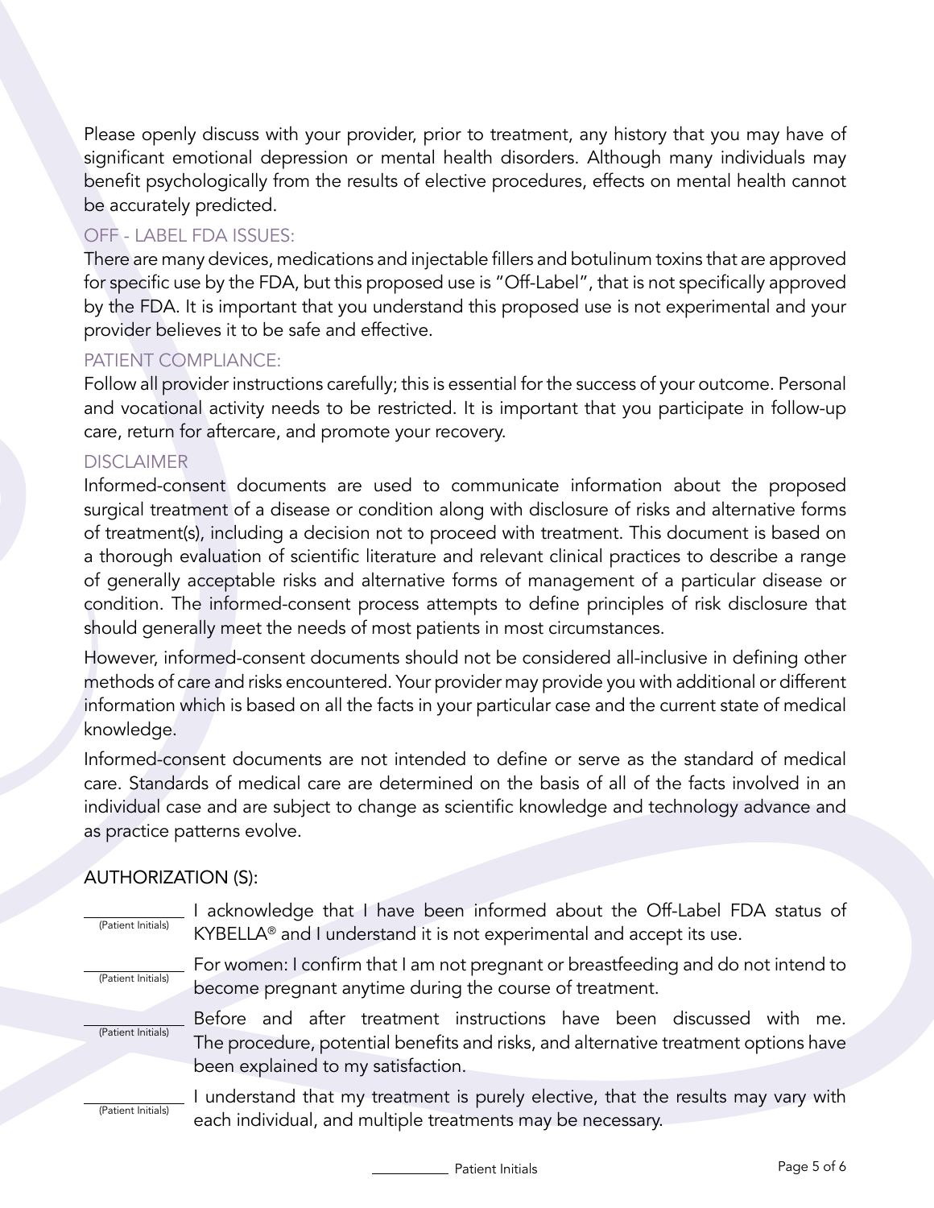Please openly discuss with your provider, prior to treatment, any history that you may have of significant emotional depression or mental health disorders. Although many individuals may benefit psychologically from the results of elective procedures, effects on mental health cannot be accurately predicted.

## OFF - LABEL FDA ISSUES:

There are many devices, medications and injectable fillers and botulinum toxins that are approved for specific use by the FDA, but this proposed use is "Off-Label", that is not specifically approved by the FDA. It is important that you understand this proposed use is not experimental and your provider believes it to be safe and effective.

## PATIENT COMPLIANCE:

Follow all provider instructions carefully; this is essential for the success of your outcome. Personal and vocational activity needs to be restricted. It is important that you participate in follow-up care, return for aftercare, and promote your recovery.

## DISCLAIMER

Informed-consent documents are used to communicate information about the proposed surgical treatment of a disease or condition along with disclosure of risks and alternative forms of treatment(s), including a decision not to proceed with treatment. This document is based on a thorough evaluation of scientific literature and relevant clinical practices to describe a range of generally acceptable risks and alternative forms of management of a particular disease or condition. The informed-consent process attempts to define principles of risk disclosure that should generally meet the needs of most patients in most circumstances.

However, informed-consent documents should not be considered all-inclusive in defining other methods of care and risks encountered. Your provider may provide you with additional or different information which is based on all the facts in your particular case and the current state of medical knowledge.

Informed-consent documents are not intended to define or serve as the standard of medical care. Standards of medical care are determined on the basis of all of the facts involved in an individual case and are subject to change as scientific knowledge and technology advance and as practice patterns evolve.

## AUTHORIZATION (S):

_______ (Patient Initials) I acknowledge that I have been informed about the Off-Label FDA status of KYBELLA® and I understand it is not experimental and accept its use.

_______ (Patient Initials) For women: I confirm that I am not pregnant or breastfeeding and do not intend to become pregnant anytime during the course of treatment.

_______ (Patient Initials) Before and after treatment instructions have been discussed with me. The procedure, potential benefits and risks, and alternative treatment options have been explained to my satisfaction.

_______ (Patient Initials) I understand that my treatment is purely elective, that the results may vary with each individual, and multiple treatments may be necessary.

_______ Patient Initials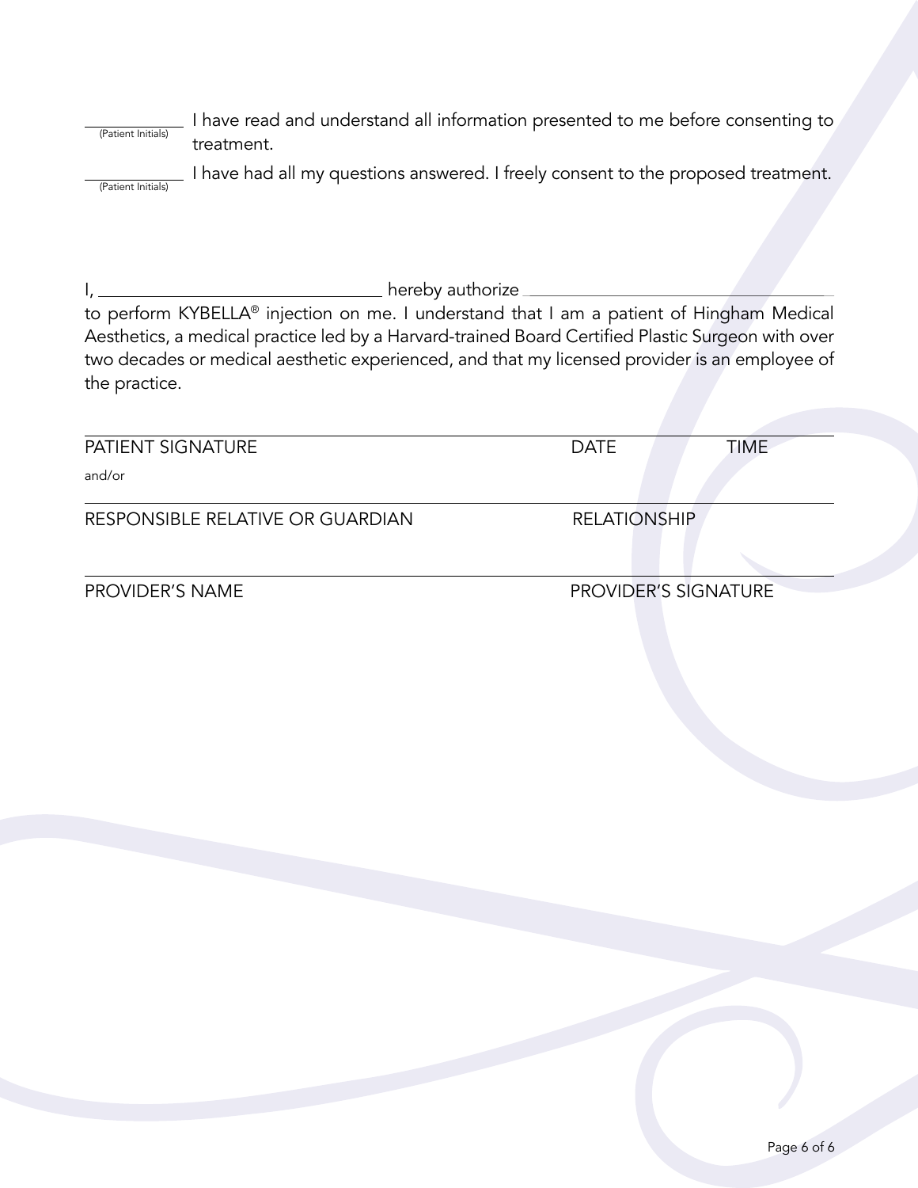\_\_\_\_\_\_\_\_\_\_ (Patient Initials) I have read and understand all information presented to me before consenting to treatment.

\_\_\_\_\_\_\_\_\_\_ (Patient Initials) I have had all my questions answered. I freely consent to the proposed treatment.

I, \_\_\_\_\_\_\_\_\_\_\_\_\_\_\_\_\_\_\_\_\_\_\_\_\_\_\_\_\_\_ hereby authorize \_\_\_\_\_\_\_\_\_\_\_\_\_\_\_\_\_\_\_\_\_\_\_\_\_\_\_\_\_\_ to perform KYBELLA® injection on me. I understand that I am a patient of Hingham Medical Aesthetics, a medical practice led by a Harvard-trained Board Certified Plastic Surgeon with over two decades or medical aesthetic experienced, and that my licensed provider is an employee of the practice.

\_\_\_\_\_\_\_\_\_\_\_\_\_\_\_\_\_\_\_\_\_\_\_\_\_\_\_\_\_\_\_\_\_\_\_\_\_\_\_\_\_\_\_\_\_\_\_\_\_\_\_\_\_\_\_\_\_\_\_\_

PATIENT SIGNATURE DATE TIME

and/or

\_\_\_\_\_\_\_\_\_\_\_\_\_\_\_\_\_\_\_\_\_\_\_\_\_\_\_\_\_\_\_\_\_\_\_\_\_\_\_\_\_\_\_\_\_\_\_\_\_\_\_\_\_\_\_\_\_\_\_\_

RESPONSIBLE RELATIVE OR GUARDIAN RELATIONSHIP

\_\_\_\_\_\_\_\_\_\_\_\_\_\_\_\_\_\_\_\_\_\_\_\_\_\_\_\_\_\_\_\_\_\_\_\_\_\_\_\_\_\_\_\_\_\_\_\_\_\_\_\_\_\_\_\_\_\_\_\_

PROVIDER'S NAME PROVIDER'S SIGNATURE